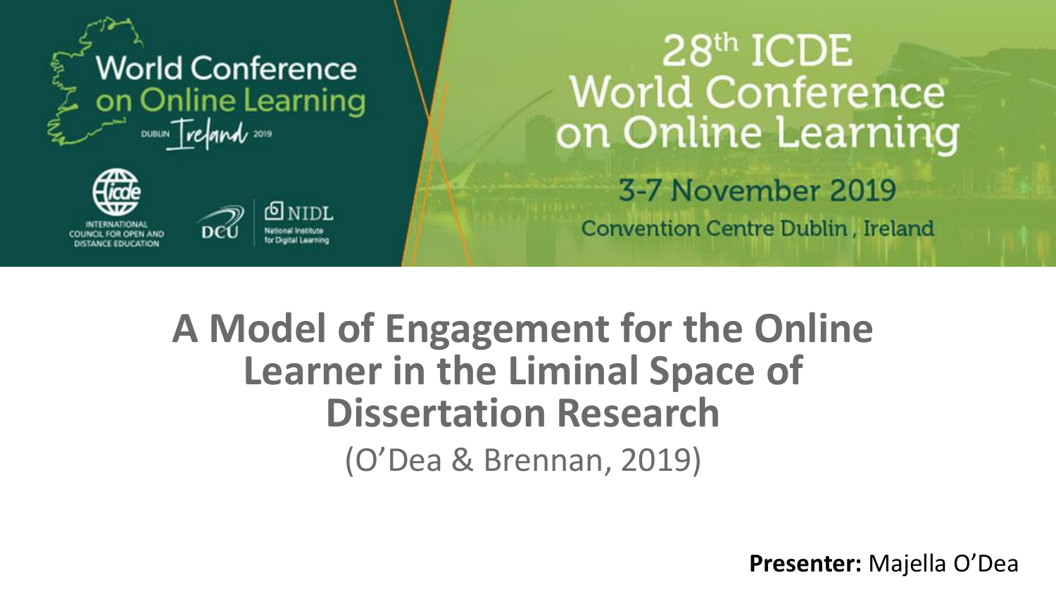World Conference on Online Learning

DUBLIN Ireland 2019

INTERNATIONAL COUNCIL FOR OPEN AND DISTANCE EDUCATION

DCU

NIDL National Institute for Digital Learning

28th ICDE World Conference on Online Learning

3-7 November 2019

Convention Centre Dublin, Ireland

# A Model of Engagement for the Online Learner in the Liminal Space of Dissertation Research

(O'Dea & Brennan, 2019)

**Presenter:** Majella O'Dea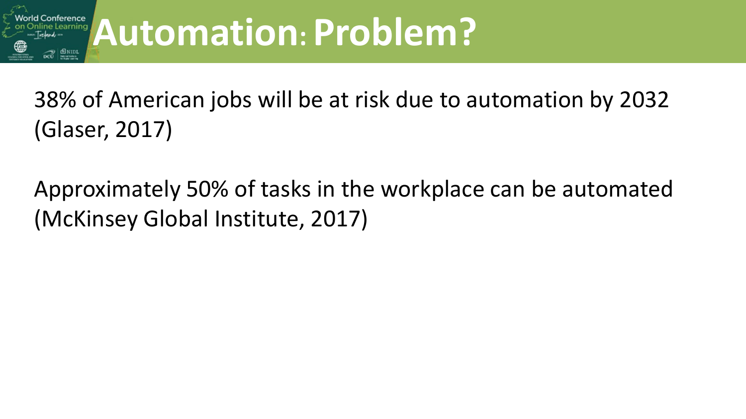# Automation: Problem?

38% of American jobs will be at risk due to automation by 2032 (Glaser, 2017)

Approximately 50% of tasks in the workplace can be automated (McKinsey Global Institute, 2017)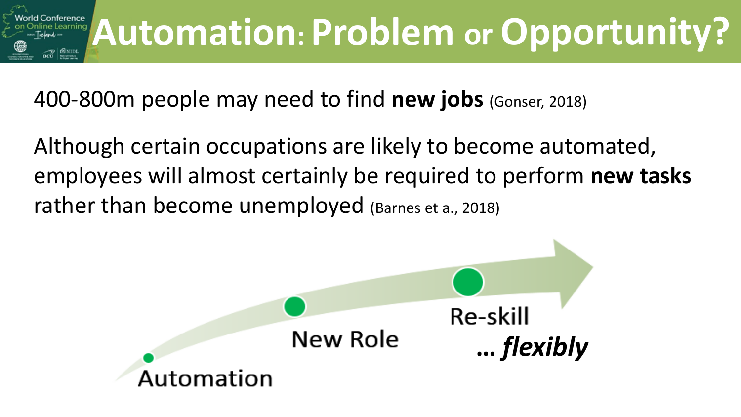# Automation: Problem or Opportunity?

400-800m people may need to find **new jobs** (Gonser, 2018)

Although certain occupations are likely to become automated, employees will almost certainly be required to perform **new tasks** rather than become unemployed (Barnes et a., 2018)

Automation

New Role

Re-skill

***… flexibly***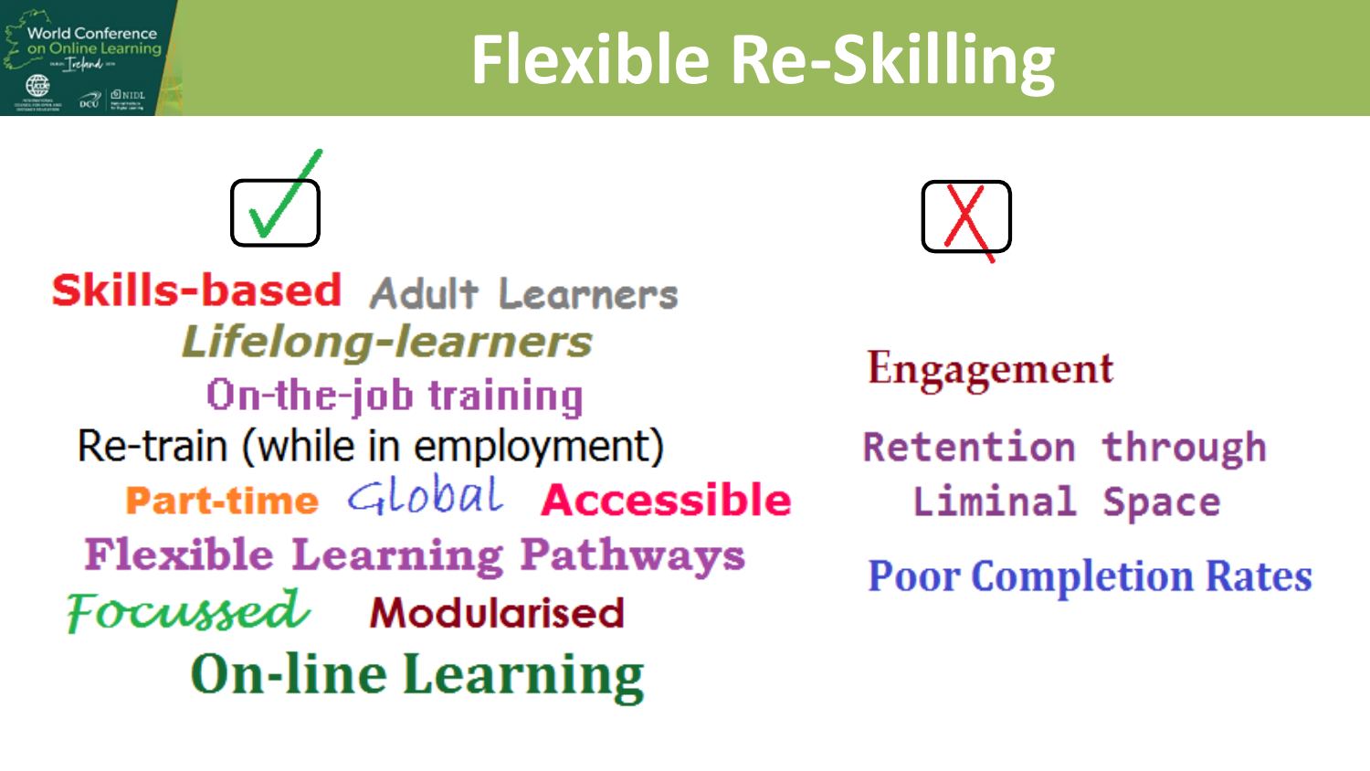# Flexible Re-Skilling

✓

- Skills-based
- Adult Learners
- Lifelong-learners
- On-the-job training
- Re-train (while in employment)
- Part-time
- Global
- Accessible
- Flexible Learning Pathways
- Focussed
- Modularised
- On-line Learning

✗

- Engagement
- Retention through Liminal Space
- Poor Completion Rates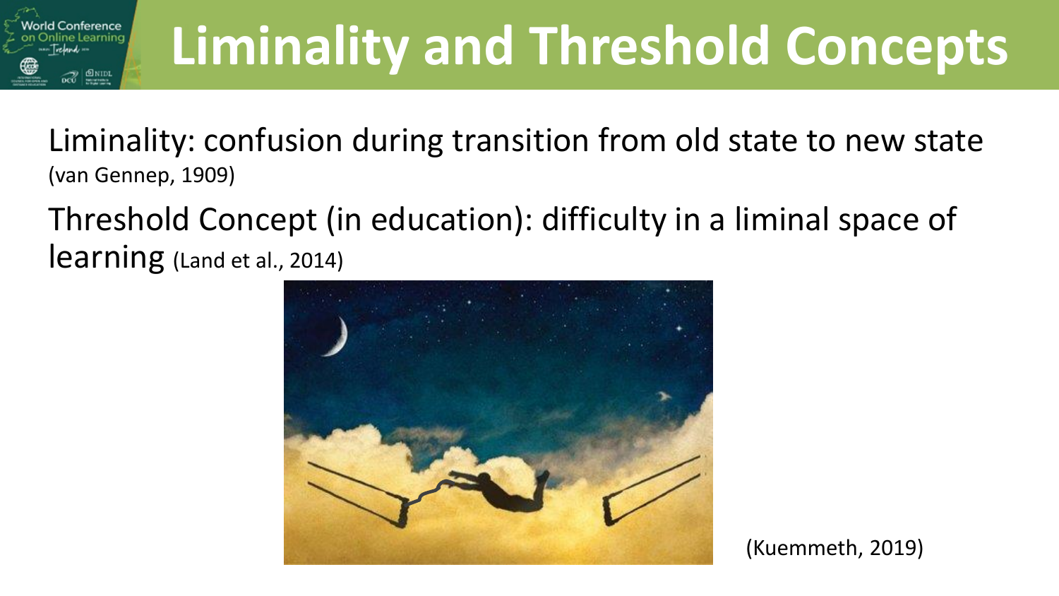# Liminality and Threshold Concepts

Liminality: confusion during transition from old state to new state (van Gennep, 1909)

Threshold Concept (in education): difficulty in a liminal space of learning (Land et al., 2014)

(Kuemmeth, 2019)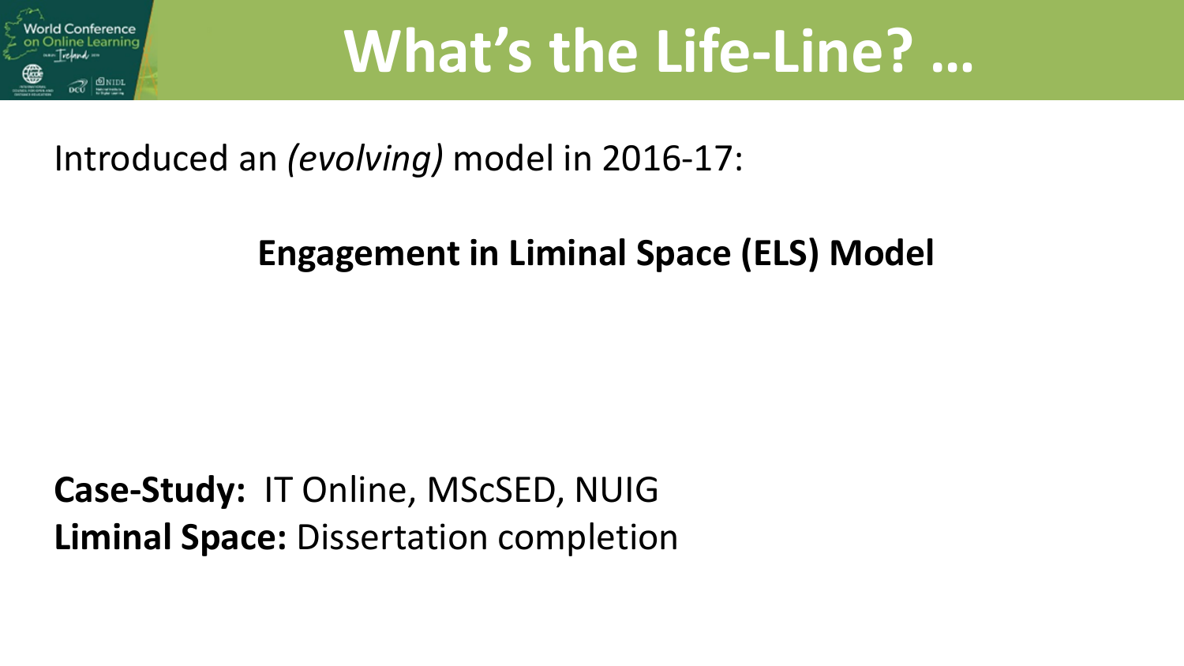# What's the Life-Line? …

Introduced an *(evolving)* model in 2016-17:

**Engagement in Liminal Space (ELS) Model**

**Case-Study:** IT Online, MScSED, NUIG
**Liminal Space:** Dissertation completion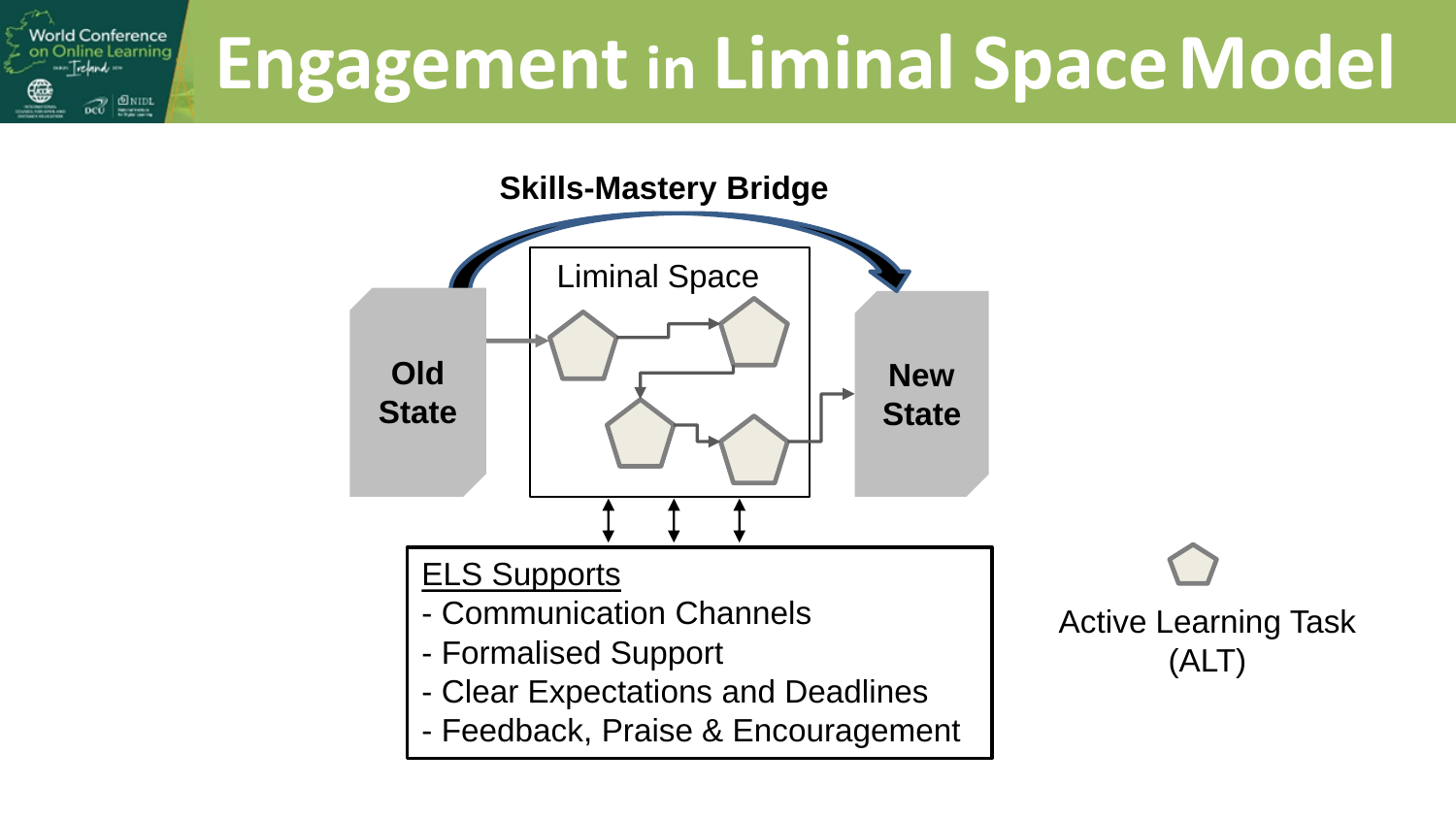# Engagement in Liminal Space Model

Skills-Mastery Bridge

Old State

Liminal Space

New State

ELS Supports
- Communication Channels
- Formalised Support
- Clear Expectations and Deadlines
- Feedback, Praise & Encouragement

Active Learning Task (ALT)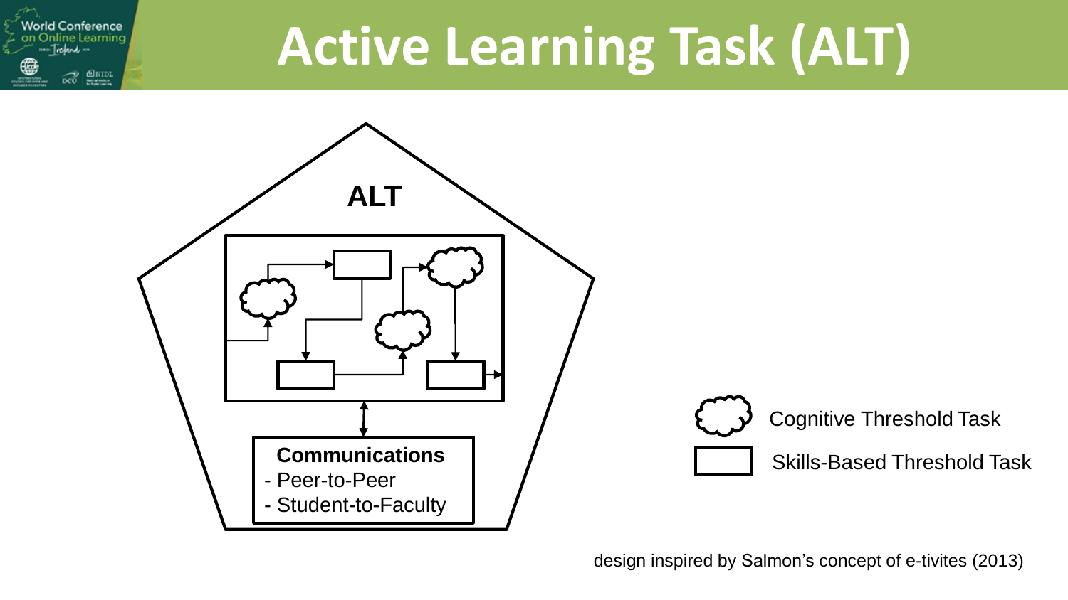# Active Learning Task (ALT)

**ALT**

**Communications**
- Peer-to-Peer
- Student-to-Faculty

Cognitive Threshold Task

Skills-Based Threshold Task

design inspired by Salmon's concept of e-tivites (2013)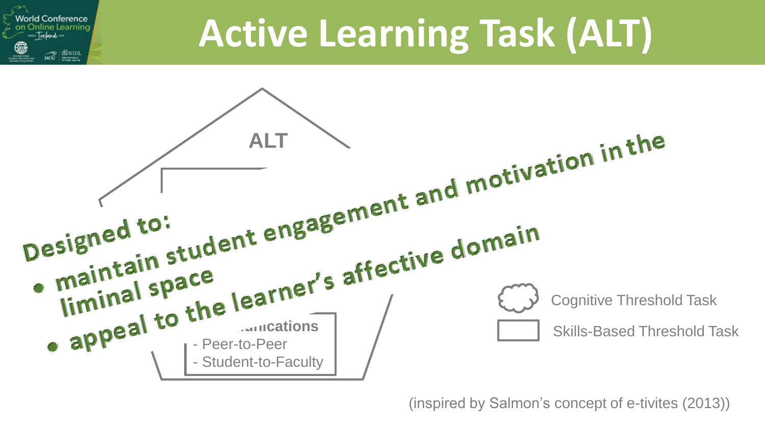# Active Learning Task (ALT)

ALT

Designed to:
- maintain student engagement and motivation in the liminal space
- appeal to the learner's affective domain

...unications
- Peer-to-Peer
- Student-to-Faculty

Cognitive Threshold Task

Skills-Based Threshold Task

(inspired by Salmon's concept of e-tivites (2013))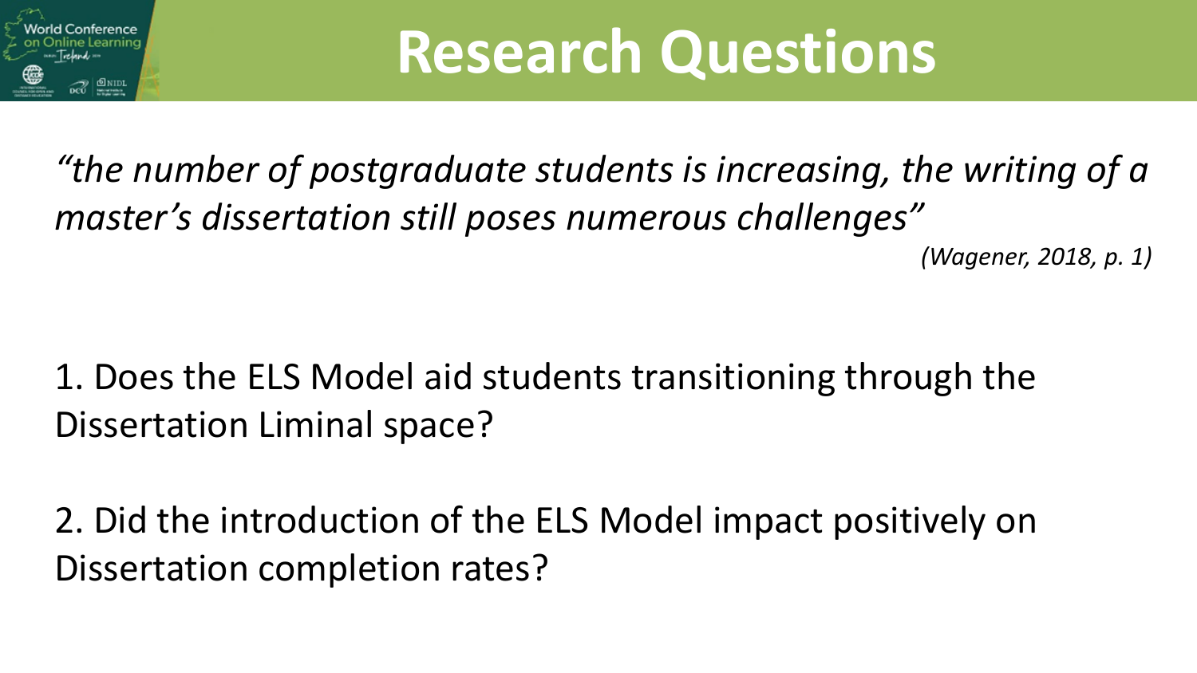# Research Questions

*"the number of postgraduate students is increasing, the writing of a master's dissertation still poses numerous challenges"*

*(Wagener, 2018, p. 1)*

1. Does the ELS Model aid students transitioning through the Dissertation Liminal space?

2. Did the introduction of the ELS Model impact positively on Dissertation completion rates?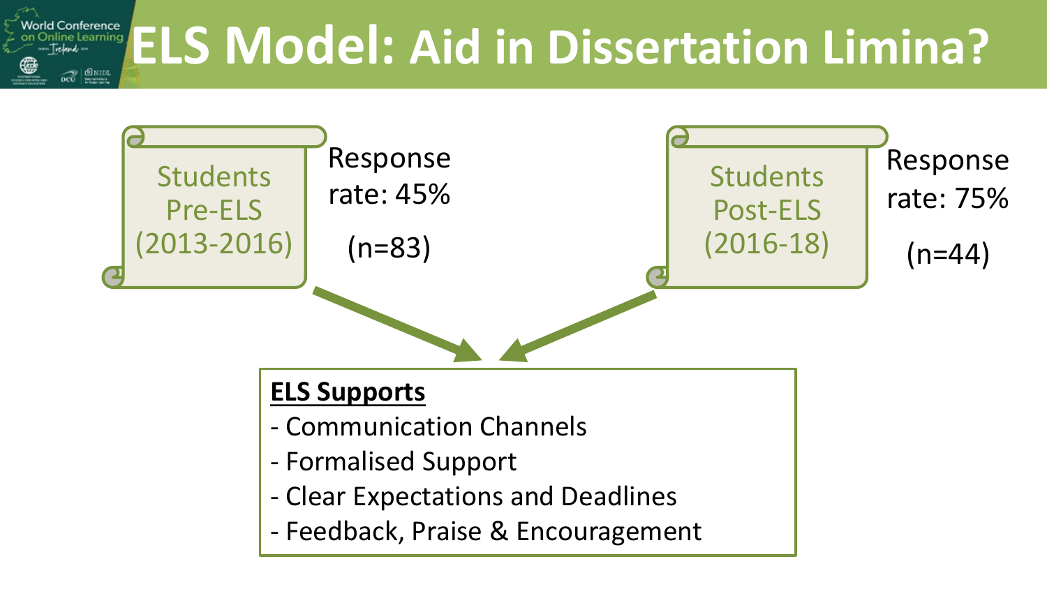# ELS Model: Aid in Dissertation Limina?

Students Pre-ELS (2013-2016)

Response rate: 45%

(n=83)

Students Post-ELS (2016-18)

Response rate: 75%

(n=44)

**ELS Supports**

- Communication Channels
- Formalised Support
- Clear Expectations and Deadlines
- Feedback, Praise & Encouragement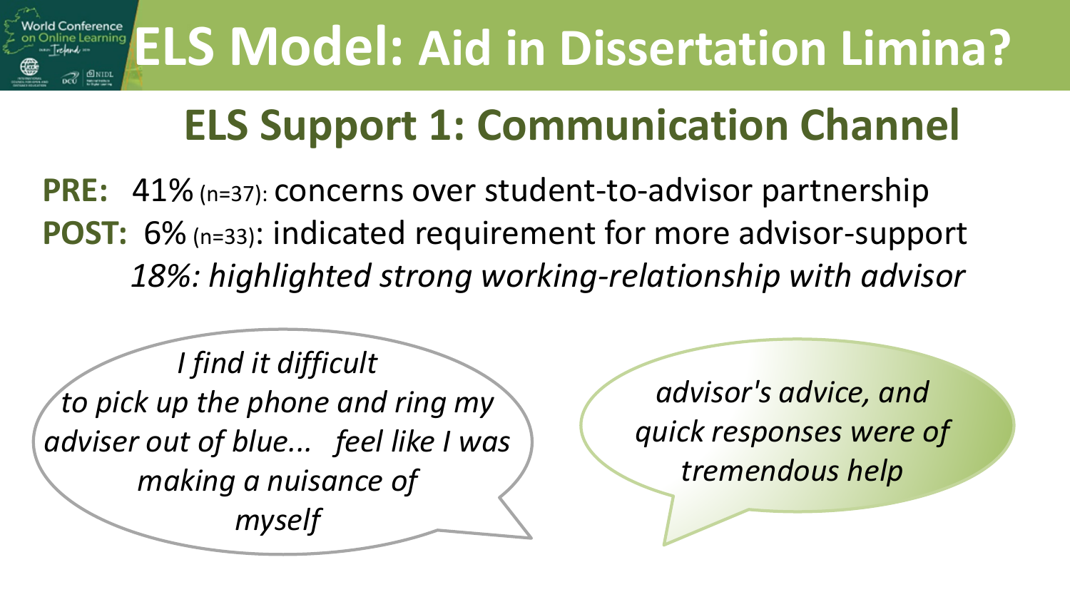# ELS Model: Aid in Dissertation Limina?

## ELS Support 1: Communication Channel

**PRE:** 41% (n=37): concerns over student-to-advisor partnership

**POST:** 6% (n=33): indicated requirement for more advisor-support

*18%: highlighted strong working-relationship with advisor*

*I find it difficult to pick up the phone and ring my adviser out of blue... feel like I was making a nuisance of myself*

*advisor's advice, and quick responses were of tremendous help*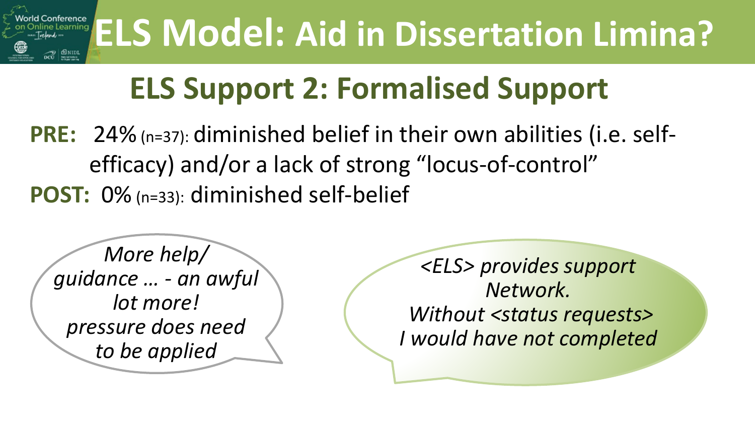# ELS Model: Aid in Dissertation Limina?

## ELS Support 2: Formalised Support

**PRE:** 24% (n=37): diminished belief in their own abilities (i.e. self-efficacy) and/or a lack of strong "locus-of-control"

**POST:** 0% (n=33): diminished self-belief

*More help/ guidance … - an awful lot more! pressure does need to be applied*

*<ELS> provides support Network. Without <status requests> I would have not completed*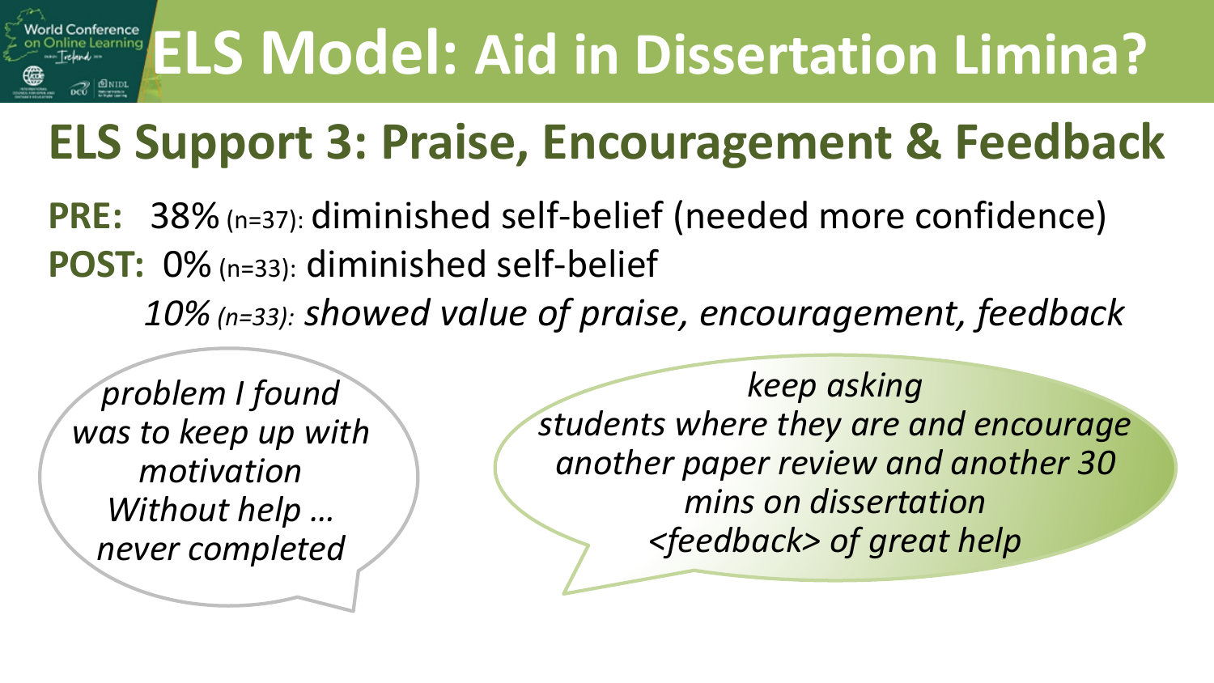# ELS Model: Aid in Dissertation Limina?

## ELS Support 3: Praise, Encouragement & Feedback

**PRE:** 38% (n=37): diminished self-belief (needed more confidence)

**POST:** 0% (n=33): diminished self-belief

*10% (n=33): showed value of praise, encouragement, feedback*

*problem I found was to keep up with motivation Without help … never completed*

*keep asking students where they are and encourage another paper review and another 30 mins on dissertation <feedback> of great help*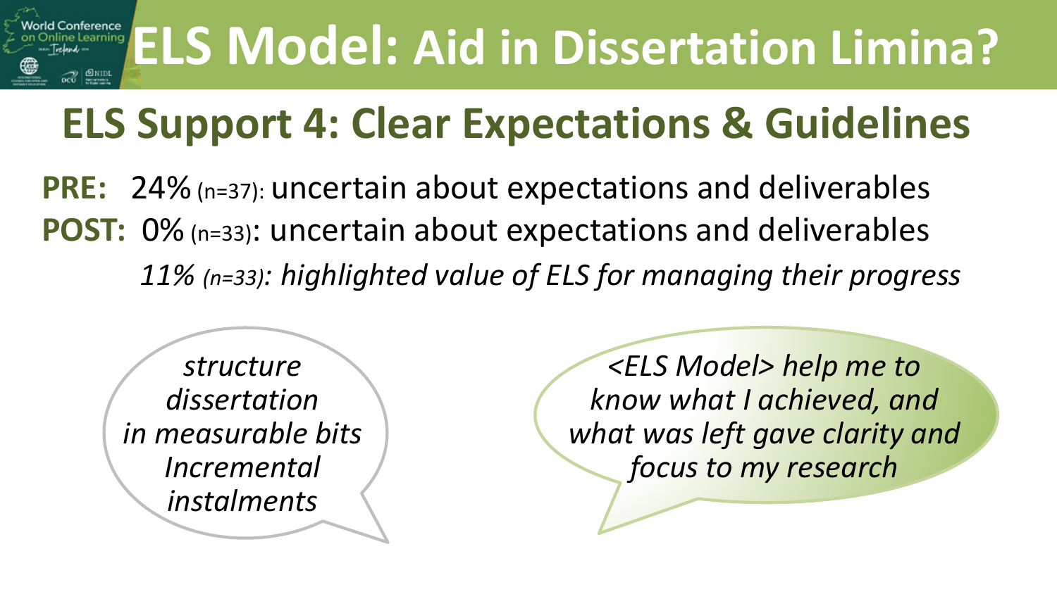# ELS Model: Aid in Dissertation Limina?

## ELS Support 4: Clear Expectations & Guidelines

**PRE:** 24% (n=37): uncertain about expectations and deliverables

**POST:** 0% (n=33): uncertain about expectations and deliverables

*11% (n=33): highlighted value of ELS for managing their progress*

*structure dissertation in measurable bits Incremental instalments*

*<ELS Model> help me to know what I achieved, and what was left gave clarity and focus to my research*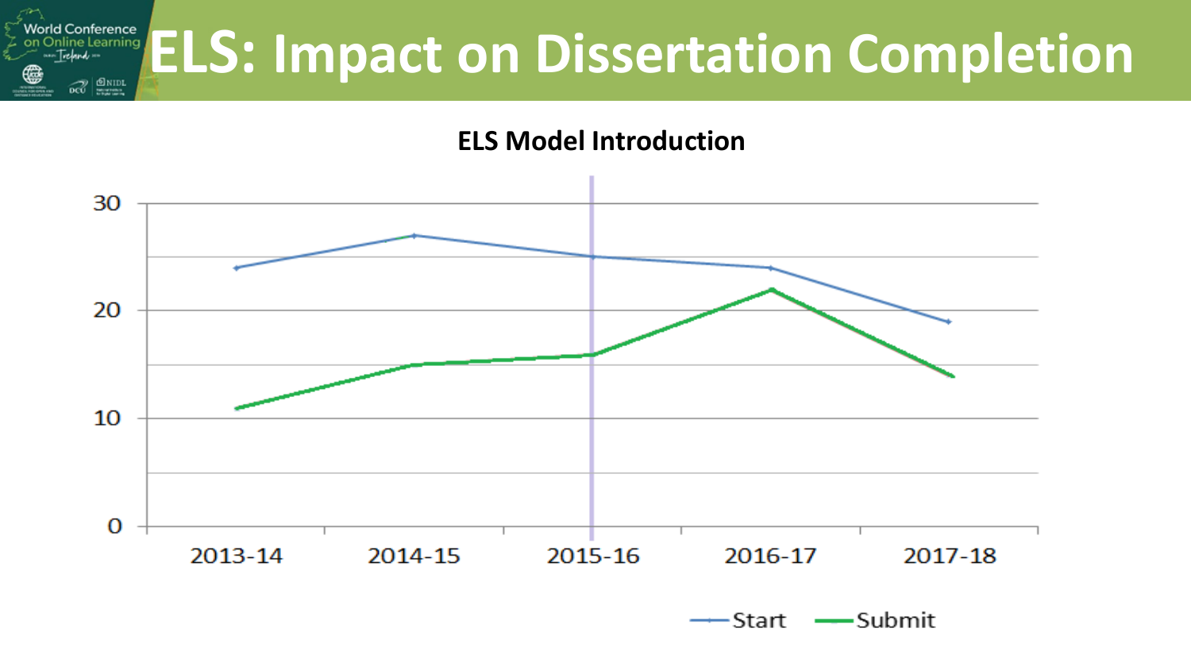# ELS: Impact on Dissertation Completion

**ELS Model Introduction**

| Year | Start | Submit |
|---|---|---|
| 2013-14 | 24 | 11 |
| 2014-15 | 27 | 15 |
| 2015-16 | 25 | 16 |
| 2016-17 | 24 | 22 |
| 2017-18 | 19 | 14 |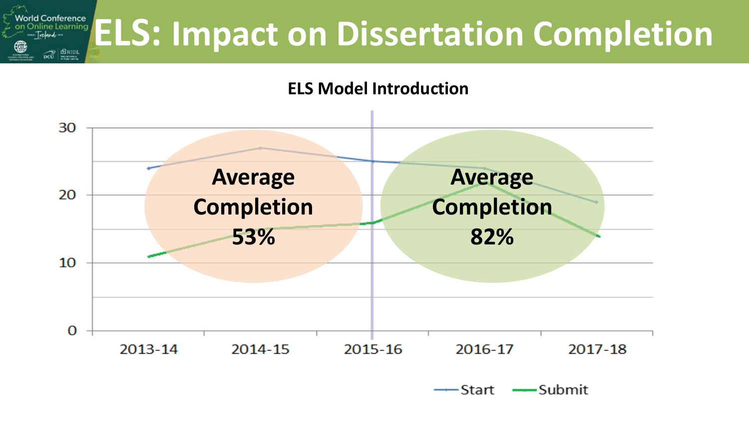# ELS: Impact on Dissertation Completion

**ELS Model Introduction**

**Average Completion 53%**

**Average Completion 82%**

2013-14, 2014-15, 2015-16, 2016-17, 2017-18

Start — Submit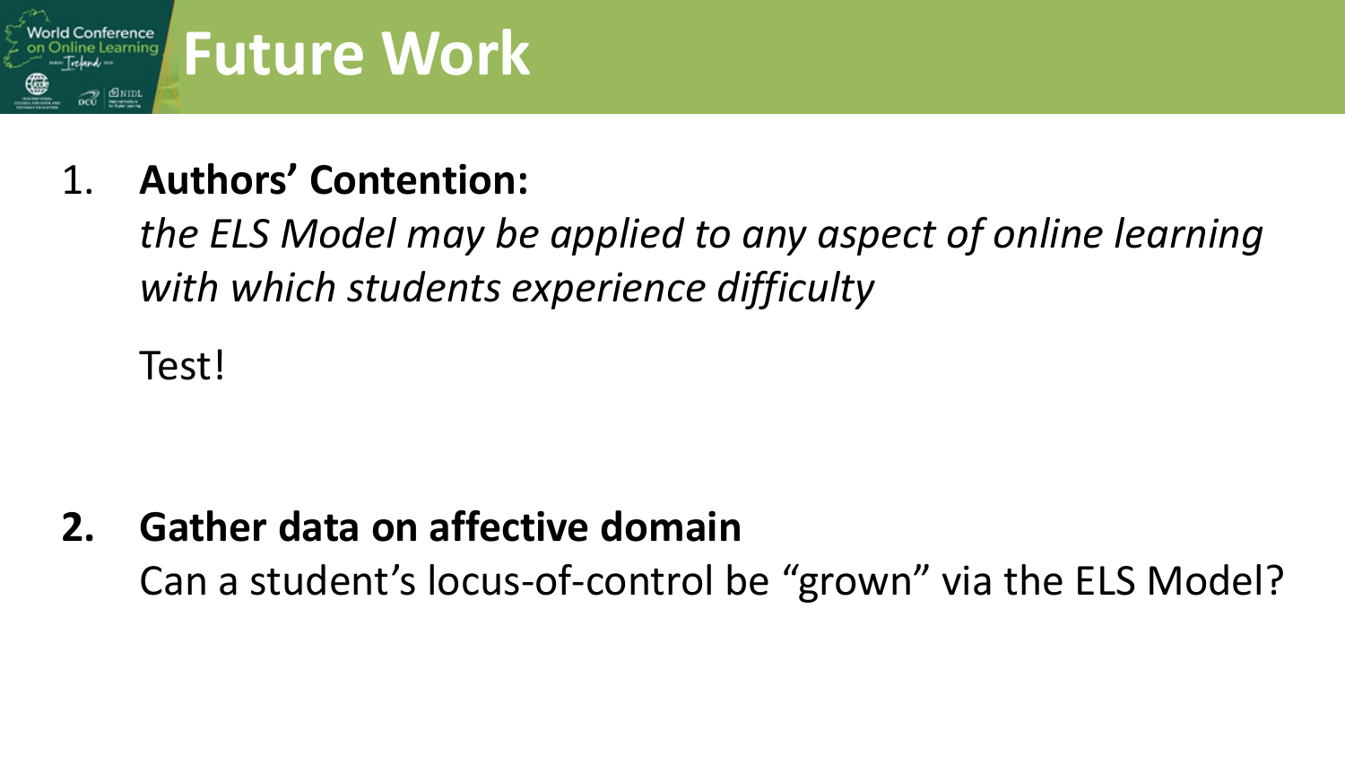# Future Work

1. **Authors' Contention:**

   *the ELS Model may be applied to any aspect of online learning with which students experience difficulty*

   Test!

2. **Gather data on affective domain**

   Can a student's locus-of-control be "grown" via the ELS Model?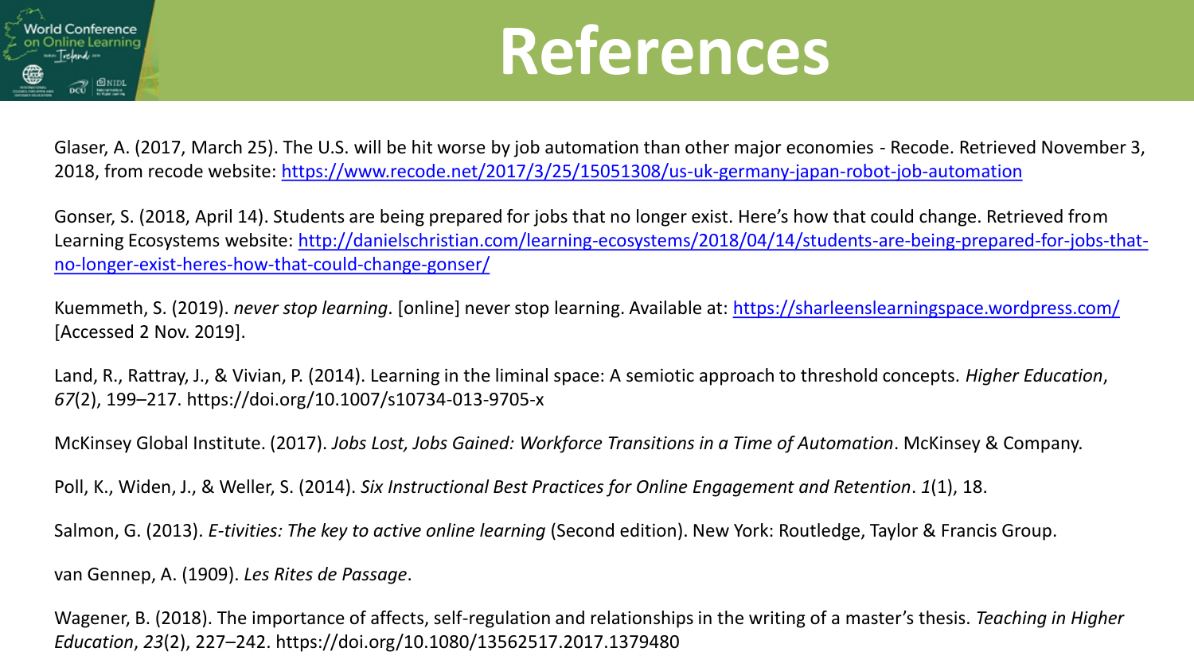# References

Glaser, A. (2017, March 25). The U.S. will be hit worse by job automation than other major economies - Recode. Retrieved November 3, 2018, from recode website: https://www.recode.net/2017/3/25/15051308/us-uk-germany-japan-robot-job-automation

Gonser, S. (2018, April 14). Students are being prepared for jobs that no longer exist. Here's how that could change. Retrieved from Learning Ecosystems website: http://danielschristian.com/learning-ecosystems/2018/04/14/students-are-being-prepared-for-jobs-that-no-longer-exist-heres-how-that-could-change-gonser/

Kuemmeth, S. (2019). *never stop learning*. [online] never stop learning. Available at: https://sharleenslearningspace.wordpress.com/ [Accessed 2 Nov. 2019].

Land, R., Rattray, J., & Vivian, P. (2014). Learning in the liminal space: A semiotic approach to threshold concepts. *Higher Education*, *67*(2), 199–217. https://doi.org/10.1007/s10734-013-9705-x

McKinsey Global Institute. (2017). *Jobs Lost, Jobs Gained: Workforce Transitions in a Time of Automation*. McKinsey & Company.

Poll, K., Widen, J., & Weller, S. (2014). *Six Instructional Best Practices for Online Engagement and Retention*. *1*(1), 18.

Salmon, G. (2013). *E-tivities: The key to active online learning* (Second edition). New York: Routledge, Taylor & Francis Group.

van Gennep, A. (1909). *Les Rites de Passage*.

Wagener, B. (2018). The importance of affects, self-regulation and relationships in the writing of a master's thesis. *Teaching in Higher Education*, *23*(2), 227–242. https://doi.org/10.1080/13562517.2017.1379480